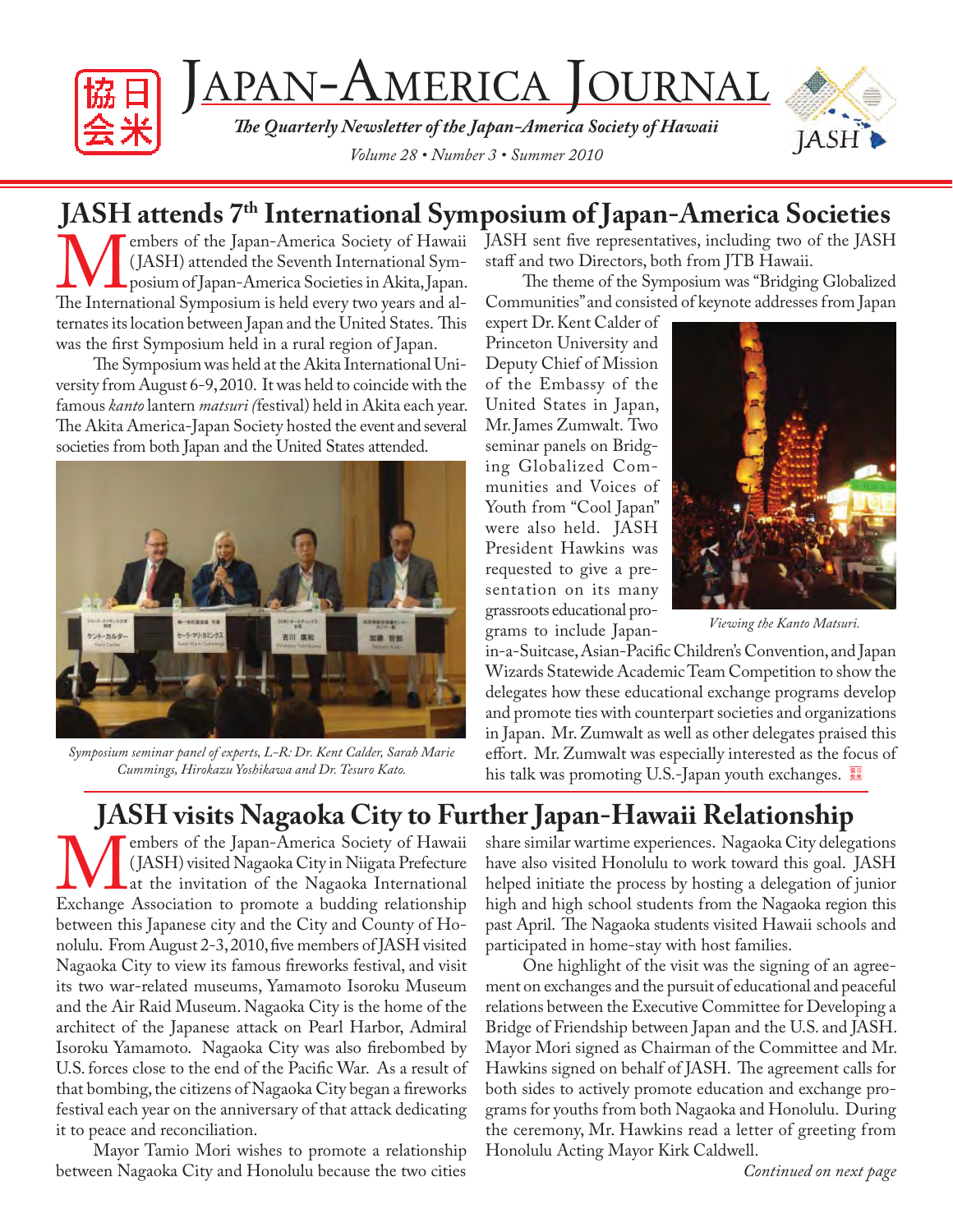# Japan-America Journal

*The Quarterly Newsletter of the Japan-America Society of Hawaii*

*Volume 28 • Number 3 • Summer 2010*

## JASH attends 7th International Symposium of Japan-America Societies

Members of the Japan-America Society of Hawaii (JASH) attended the Seventh International Symposium of Japan-America Societies in Akita, Japan. The International Symposium is held every two years and alternates its location between Japan and the United States. This was the first Symposium held in a rural region of Japan.

The Symposium was held at the Akita International University from August 6-9, 2010. It was held to coincide with the famous *kanto* lantern *matsuri (*festival) held in Akita each year. The Akita America-Japan Society hosted the event and several societies from both Japan and the United States attended.

*Symposium seminar panel of experts, L-R: Dr. Kent Calder, Sarah Marie Cummings, Hirokazu Yoshikawa and Dr. Tesuro Kato.*

JASH sent five representatives, including two of the JASH staff and two Directors, both from JTB Hawaii.

The theme of the Symposium was "Bridging Globalized Communities" and consisted of keynote addresses from Japan expert Dr. Kent Calder of Princeton University and Deputy Chief of Mission of the Embassy of the United States in Japan, Mr. James Zumwalt. Two seminar panels on Bridging Globalized Communities and Voices of Youth from "Cool Japan" were also held. JASH President Hawkins was requested to give a presentation on its many grassroots educational programs to include Japan-in-a-Suitcase, Asian-Pacific Children's Convention, and Japan Wizards Statewide Academic Team Competition to show the delegates how these educational exchange programs develop and promote ties with counterpart societies and organizations in Japan. Mr. Zumwalt as well as other delegates praised this effort. Mr. Zumwalt was especially interested as the focus of his talk was promoting U.S.-Japan youth exchanges.

*Viewing the Kanto Matsuri.*

## JASH visits Nagaoka City to Further Japan-Hawaii Relationship

Members of the Japan-America Society of Hawaii (JASH) visited Nagaoka City in Niigata Prefecture at the invitation of the Nagaoka International Exchange Association to promote a budding relationship between this Japanese city and the City and County of Honolulu. From August 2-3, 2010, five members of JASH visited Nagaoka City to view its famous fireworks festival, and visit its two war-related museums, Yamamoto Isoroku Museum and the Air Raid Museum. Nagaoka City is the home of the architect of the Japanese attack on Pearl Harbor, Admiral Isoroku Yamamoto. Nagaoka City was also firebombed by U.S. forces close to the end of the Pacific War. As a result of that bombing, the citizens of Nagaoka City began a fireworks festival each year on the anniversary of that attack dedicating it to peace and reconciliation.

Mayor Tamio Mori wishes to promote a relationship between Nagaoka City and Honolulu because the two cities share similar wartime experiences. Nagaoka City delegations have also visited Honolulu to work toward this goal. JASH helped initiate the process by hosting a delegation of junior high and high school students from the Nagaoka region this past April. The Nagaoka students visited Hawaii schools and participated in home-stay with host families.

One highlight of the visit was the signing of an agreement on exchanges and the pursuit of educational and peaceful relations between the Executive Committee for Developing a Bridge of Friendship between Japan and the U.S. and JASH. Mayor Mori signed as Chairman of the Committee and Mr. Hawkins signed on behalf of JASH. The agreement calls for both sides to actively promote education and exchange programs for youths from both Nagaoka and Honolulu. During the ceremony, Mr. Hawkins read a letter of greeting from Honolulu Acting Mayor Kirk Caldwell.

*Continued on next page*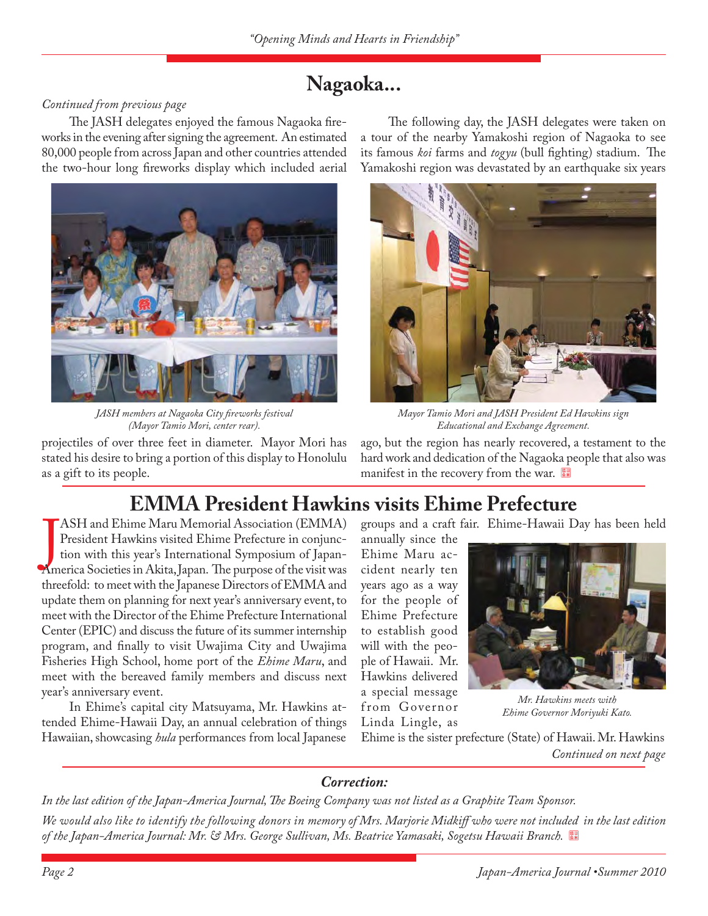## Nagaoka...

*Continued from previous page*

The JASH delegates enjoyed the famous Nagaoka fireworks in the evening after signing the agreement. An estimated 80,000 people from across Japan and other countries attended the two-hour long fireworks display which included aerial projectiles of over three feet in diameter. Mayor Mori has stated his desire to bring a portion of this display to Honolulu as a gift to its people.

*JASH members at Nagaoka City fireworks festival (Mayor Tamio Mori, center rear).*

The following day, the JASH delegates were taken on a tour of the nearby Yamakoshi region of Nagaoka to see its famous *koi* farms and *togyu* (bull fighting) stadium. The Yamakoshi region was devastated by an earthquake six years ago, but the region has nearly recovered, a testament to the hard work and dedication of the Nagaoka people that also was manifest in the recovery from the war.

*Mayor Tamio Mori and JASH President Ed Hawkins sign Educational and Exchange Agreement.*

## EMMA President Hawkins visits Ehime Prefecture

JASH and Ehime Maru Memorial Association (EMMA) President Hawkins visited Ehime Prefecture in conjunction with this year's International Symposium of Japan-America Societies in Akita, Japan. The purpose of the visit was threefold: to meet with the Japanese Directors of EMMA and update them on planning for next year's anniversary event, to meet with the Director of the Ehime Prefecture International Center (EPIC) and discuss the future of its summer internship program, and finally to visit Uwajima City and Uwajima Fisheries High School, home port of the *Ehime Maru*, and meet with the bereaved family members and discuss next year's anniversary event.

In Ehime's capital city Matsuyama, Mr. Hawkins attended Ehime-Hawaii Day, an annual celebration of things Hawaiian, showcasing *hula* performances from local Japanese groups and a craft fair. Ehime-Hawaii Day has been held annually since the Ehime Maru accident nearly ten years ago as a way for the people of Ehime Prefecture to establish good will with the people of Hawaii. Mr. Hawkins delivered a special message from Governor Linda Lingle, as Ehime is the sister prefecture (State) of Hawaii. Mr. Hawkins

*Mr. Hawkins meets with Ehime Governor Moriyuki Kato.*

*Continued on next page*

### *Correction:*

*In the last edition of the Japan-America Journal, The Boeing Company was not listed as a Graphite Team Sponsor.*

*We would also like to identify the following donors in memory of Mrs. Marjorie Midkiff who were not included in the last edition of the Japan-America Journal: Mr. & Mrs. George Sullivan, Ms. Beatrice Yamasaki, Sogetsu Hawaii Branch.*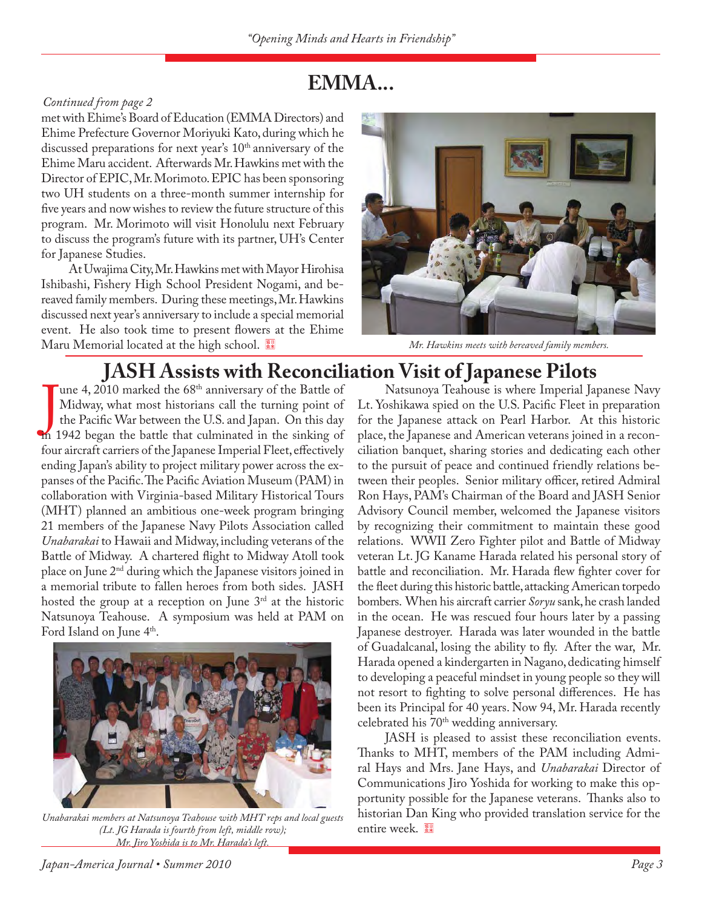# EMMA...

*Continued from page 2*

met with Ehime's Board of Education (EMMA Directors) and Ehime Prefecture Governor Moriyuki Kato, during which he discussed preparations for next year's 10th anniversary of the Ehime Maru accident. Afterwards Mr. Hawkins met with the Director of EPIC, Mr. Morimoto. EPIC has been sponsoring two UH students on a three-month summer internship for five years and now wishes to review the future structure of this program. Mr. Morimoto will visit Honolulu next February to discuss the program's future with its partner, UH's Center for Japanese Studies.

At Uwajima City, Mr. Hawkins met with Mayor Hirohisa Ishibashi, Fishery High School President Nogami, and bereaved family members. During these meetings, Mr. Hawkins discussed next year's anniversary to include a special memorial event. He also took time to present flowers at the Ehime Maru Memorial located at the high school.

*Mr. Hawkins meets with bereaved family members.*

## JASH Assists with Reconciliation Visit of Japanese Pilots

June 4, 2010 marked the 68th anniversary of the Battle of Midway, what most historians call the turning point of the Pacific War between the U.S. and Japan. On this day in 1942 began the battle that culminated in the sinking of four aircraft carriers of the Japanese Imperial Fleet, effectively ending Japan's ability to project military power across the expanses of the Pacific. The Pacific Aviation Museum (PAM) in collaboration with Virginia-based Military Historical Tours (MHT) planned an ambitious one-week program bringing 21 members of the Japanese Navy Pilots Association called *Unabarakai* to Hawaii and Midway, including veterans of the Battle of Midway. A chartered flight to Midway Atoll took place on June 2nd during which the Japanese visitors joined in a memorial tribute to fallen heroes from both sides. JASH hosted the group at a reception on June 3rd at the historic Natsunoya Teahouse. A symposium was held at PAM on Ford Island on June 4th.

*Unabarakai members at Natsunoya Teahouse with MHT reps and local guests (Lt. JG Harada is fourth from left, middle row); Mr. Jiro Yoshida is to Mr. Harada's left.*

Natsunoya Teahouse is where Imperial Japanese Navy Lt. Yoshikawa spied on the U.S. Pacific Fleet in preparation for the Japanese attack on Pearl Harbor. At this historic place, the Japanese and American veterans joined in a reconciliation banquet, sharing stories and dedicating each other to the pursuit of peace and continued friendly relations between their peoples. Senior military officer, retired Admiral Ron Hays, PAM's Chairman of the Board and JASH Senior Advisory Council member, welcomed the Japanese visitors by recognizing their commitment to maintain these good relations. WWII Zero Fighter pilot and Battle of Midway veteran Lt. JG Kaname Harada related his personal story of battle and reconciliation. Mr. Harada flew fighter cover for the fleet during this historic battle, attacking American torpedo bombers. When his aircraft carrier *Soryu* sank, he crash landed in the ocean. He was rescued four hours later by a passing Japanese destroyer. Harada was later wounded in the battle of Guadalcanal, losing the ability to fly. After the war, Mr. Harada opened a kindergarten in Nagano, dedicating himself to developing a peaceful mindset in young people so they will not resort to fighting to solve personal differences. He has been its Principal for 40 years. Now 94, Mr. Harada recently celebrated his 70th wedding anniversary.

JASH is pleased to assist these reconciliation events. Thanks to MHT, members of the PAM including Admiral Hays and Mrs. Jane Hays, and *Unabarakai* Director of Communications Jiro Yoshida for working to make this opportunity possible for the Japanese veterans. Thanks also to historian Dan King who provided translation service for the entire week.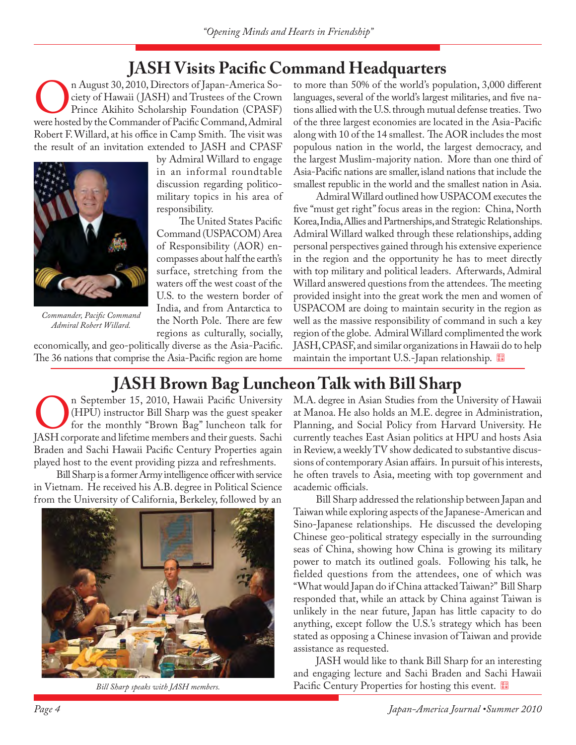## JASH Visits Pacific Command Headquarters

On August 30, 2010, Directors of Japan-America Society of Hawaii (JASH) and Trustees of the Crown Prince Akihito Scholarship Foundation (CPASF) were hosted by the Commander of Pacific Command, Admiral Robert F. Willard, at his office in Camp Smith. The visit was the result of an invitation extended to JASH and CPASF by Admiral Willard to engage in an informal roundtable discussion regarding politico-military topics in his area of responsibility.

*Commander, Pacific Command Admiral Robert Willard.*

The United States Pacific Command (USPACOM) Area of Responsibility (AOR) encompasses about half the earth's surface, stretching from the waters off the west coast of the U.S. to the western border of India, and from Antarctica to the North Pole. There are few regions as culturally, socially, economically, and geo-politically diverse as the Asia-Pacific. The 36 nations that comprise the Asia-Pacific region are home to more than 50% of the world's population, 3,000 different languages, several of the world's largest militaries, and five nations allied with the U.S. through mutual defense treaties. Two of the three largest economies are located in the Asia-Pacific along with 10 of the 14 smallest. The AOR includes the most populous nation in the world, the largest democracy, and the largest Muslim-majority nation. More than one third of Asia-Pacific nations are smaller, island nations that include the smallest republic in the world and the smallest nation in Asia.

Admiral Willard outlined how USPACOM executes the five "must get right" focus areas in the region: China, North Korea, India, Allies and Partnerships, and Strategic Relationships. Admiral Willard walked through these relationships, adding personal perspectives gained through his extensive experience in the region and the opportunity he has to meet directly with top military and political leaders. Afterwards, Admiral Willard answered questions from the attendees. The meeting provided insight into the great work the men and women of USPACOM are doing to maintain security in the region as well as the massive responsibility of command in such a key region of the globe. Admiral Willard complimented the work JASH, CPASF, and similar organizations in Hawaii do to help maintain the important U.S.-Japan relationship.

## JASH Brown Bag Luncheon Talk with Bill Sharp

On September 15, 2010, Hawaii Pacific University (HPU) instructor Bill Sharp was the guest speaker for the monthly "Brown Bag" luncheon talk for JASH corporate and lifetime members and their guests. Sachi Braden and Sachi Hawaii Pacific Century Properties again played host to the event providing pizza and refreshments.

Bill Sharp is a former Army intelligence officer with service in Vietnam. He received his A.B. degree in Political Science from the University of California, Berkeley, followed by an M.A. degree in Asian Studies from the University of Hawaii at Manoa. He also holds an M.E. degree in Administration, Planning, and Social Policy from Harvard University. He currently teaches East Asian politics at HPU and hosts Asia in Review, a weekly TV show dedicated to substantive discussions of contemporary Asian affairs. In pursuit of his interests, he often travels to Asia, meeting with top government and academic officials.

*Bill Sharp speaks with JASH members.*

Bill Sharp addressed the relationship between Japan and Taiwan while exploring aspects of the Japanese-American and Sino-Japanese relationships. He discussed the developing Chinese geo-political strategy especially in the surrounding seas of China, showing how China is growing its military power to match its outlined goals. Following his talk, he fielded questions from the attendees, one of which was "What would Japan do if China attacked Taiwan?" Bill Sharp responded that, while an attack by China against Taiwan is unlikely in the near future, Japan has little capacity to do anything, except follow the U.S.'s strategy which has been stated as opposing a Chinese invasion of Taiwan and provide assistance as requested.

JASH would like to thank Bill Sharp for an interesting and engaging lecture and Sachi Braden and Sachi Hawaii Pacific Century Properties for hosting this event.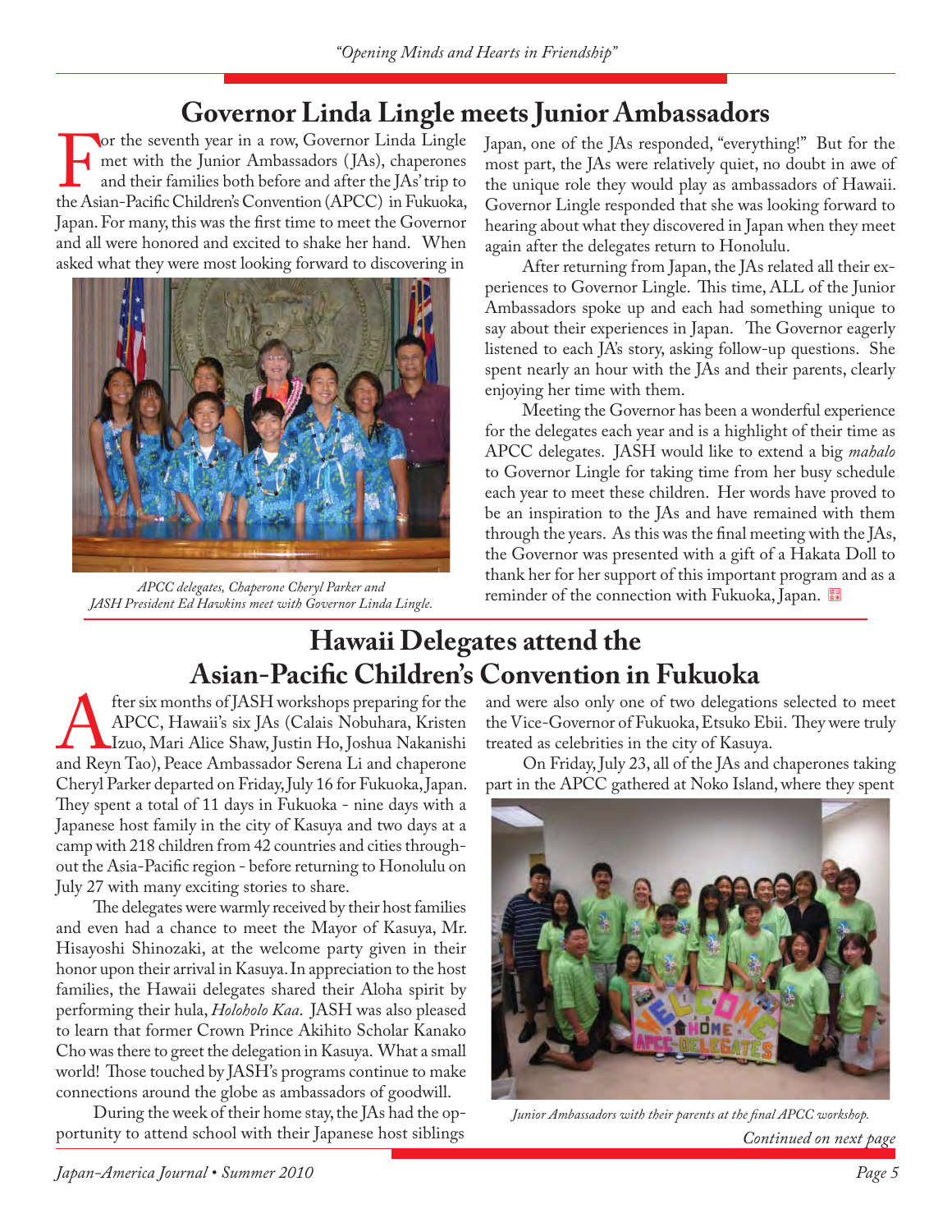# Governor Linda Lingle meets Junior Ambassadors

For the seventh year in a row, Governor Linda Lingle met with the Junior Ambassadors (JAs), chaperones and their families both before and after the JAs' trip to the Asian-Pacific Children's Convention (APCC) in Fukuoka, Japan. For many, this was the first time to meet the Governor and all were honored and excited to shake her hand. When asked what they were most looking forward to discovering in Japan, one of the JAs responded, "everything!" But for the most part, the JAs were relatively quiet, no doubt in awe of the unique role they would play as ambassadors of Hawaii. Governor Lingle responded that she was looking forward to hearing about what they discovered in Japan when they meet again after the delegates return to Honolulu.

*APCC delegates, Chaperone Cheryl Parker and JASH President Ed Hawkins meet with Governor Linda Lingle.*

After returning from Japan, the JAs related all their experiences to Governor Lingle. This time, ALL of the Junior Ambassadors spoke up and each had something unique to say about their experiences in Japan. The Governor eagerly listened to each JA's story, asking follow-up questions. She spent nearly an hour with the JAs and their parents, clearly enjoying her time with them.

Meeting the Governor has been a wonderful experience for the delegates each year and is a highlight of their time as APCC delegates. JASH would like to extend a big *mahalo* to Governor Lingle for taking time from her busy schedule each year to meet these children. Her words have proved to be an inspiration to the JAs and have remained with them through the years. As this was the final meeting with the JAs, the Governor was presented with a gift of a Hakata Doll to thank her for her support of this important program and as a reminder of the connection with Fukuoka, Japan.

# Hawaii Delegates attend the Asian-Pacific Children's Convention in Fukuoka

After six months of JASH workshops preparing for the APCC, Hawaii's six JAs (Calais Nobuhara, Kristen Izuo, Mari Alice Shaw, Justin Ho, Joshua Nakanishi and Reyn Tao), Peace Ambassador Serena Li and chaperone Cheryl Parker departed on Friday, July 16 for Fukuoka, Japan. They spent a total of 11 days in Fukuoka - nine days with a Japanese host family in the city of Kasuya and two days at a camp with 218 children from 42 countries and cities throughout the Asia-Pacific region - before returning to Honolulu on July 27 with many exciting stories to share.

The delegates were warmly received by their host families and even had a chance to meet the Mayor of Kasuya, Mr. Hisayoshi Shinozaki, at the welcome party given in their honor upon their arrival in Kasuya. In appreciation to the host families, the Hawaii delegates shared their Aloha spirit by performing their hula, *Holoholo Kaa*. JASH was also pleased to learn that former Crown Prince Akihito Scholar Kanako Cho was there to greet the delegation in Kasuya. What a small world! Those touched by JASH's programs continue to make connections around the globe as ambassadors of goodwill.

During the week of their home stay, the JAs had the opportunity to attend school with their Japanese host siblings and were also only one of two delegations selected to meet the Vice-Governor of Fukuoka, Etsuko Ebii. They were truly treated as celebrities in the city of Kasuya.

On Friday, July 23, all of the JAs and chaperones taking part in the APCC gathered at Noko Island, where they spent

*Junior Ambassadors with their parents at the final APCC workshop.*

*Continued on next page*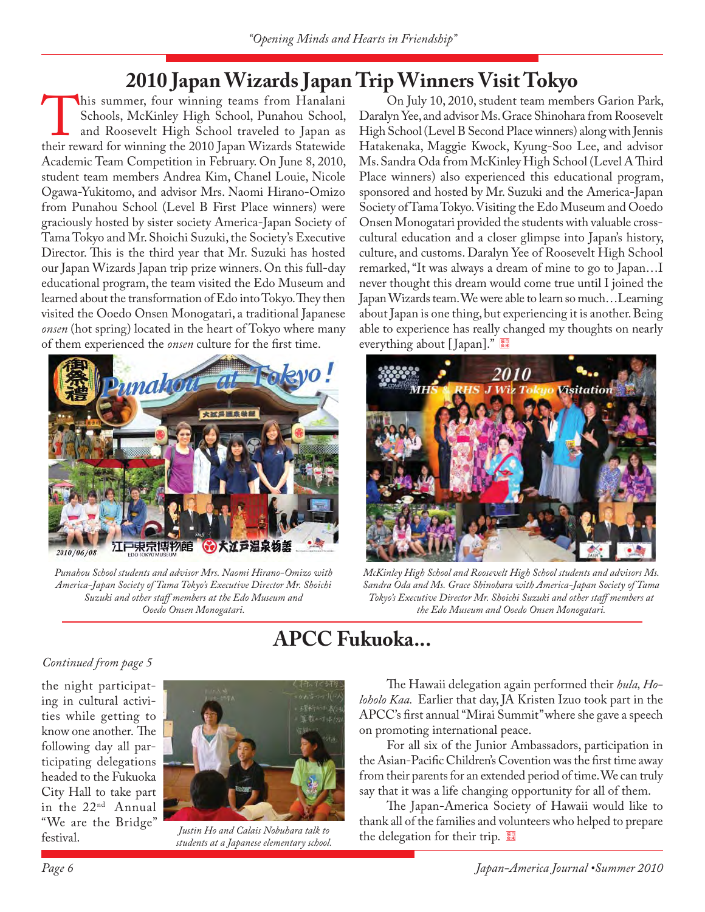## 2010 Japan Wizards Japan Trip Winners Visit Tokyo

This summer, four winning teams from Hanalani Schools, McKinley High School, Punahou School, and Roosevelt High School traveled to Japan as their reward for winning the 2010 Japan Wizards Statewide Academic Team Competition in February. On June 8, 2010, student team members Andrea Kim, Chanel Louie, Nicole Ogawa-Yukitomo, and advisor Mrs. Naomi Hirano-Omizo from Punahou School (Level B First Place winners) were graciously hosted by sister society America-Japan Society of Tama Tokyo and Mr. Shoichi Suzuki, the Society's Executive Director. This is the third year that Mr. Suzuki has hosted our Japan Wizards Japan trip prize winners. On this full-day educational program, the team visited the Edo Museum and learned about the transformation of Edo into Tokyo. They then visited the Ooedo Onsen Monogatari, a traditional Japanese *onsen* (hot spring) located in the heart of Tokyo where many of them experienced the *onsen* culture for the first time.

On July 10, 2010, student team members Garion Park, Daralyn Yee, and advisor Ms. Grace Shinohara from Roosevelt High School (Level B Second Place winners) along with Jennis Hatakenaka, Maggie Kwock, Kyung-Soo Lee, and advisor Ms. Sandra Oda from McKinley High School (Level A Third Place winners) also experienced this educational program, sponsored and hosted by Mr. Suzuki and the America-Japan Society of Tama Tokyo. Visiting the Edo Museum and Ooedo Onsen Monogatari provided the students with valuable cross-cultural education and a closer glimpse into Japan's history, culture, and customs. Daralyn Yee of Roosevelt High School remarked, "It was always a dream of mine to go to Japan…I never thought this dream would come true until I joined the Japan Wizards team. We were able to learn so much…Learning about Japan is one thing, but experiencing it is another. Being able to experience has really changed my thoughts on nearly everything about [Japan]."

*Punahou School students and advisor Mrs. Naomi Hirano-Omizo with America-Japan Society of Tama Tokyo's Executive Director Mr. Shoichi Suzuki and other staff members at the Edo Museum and Ooedo Onsen Monogatari.*

*McKinley High School and Roosevelt High School students and advisors Ms. Sandra Oda and Ms. Grace Shinohara with America-Japan Society of Tama Tokyo's Executive Director Mr. Shoichi Suzuki and other staff members at the Edo Museum and Ooedo Onsen Monogatari.*

## APCC Fukuoka...

*Continued from page 5*

the night participating in cultural activities while getting to know one another. The following day all participating delegations headed to the Fukuoka City Hall to take part in the 22nd Annual "We are the Bridge" festival.

*Justin Ho and Calais Nobuhara talk to students at a Japanese elementary school.*

The Hawaii delegation again performed their *hula, Holoholo Kaa.* Earlier that day, JA Kristen Izuo took part in the APCC's first annual "Mirai Summit" where she gave a speech on promoting international peace.

For all six of the Junior Ambassadors, participation in the Asian-Pacific Children's Covention was the first time away from their parents for an extended period of time. We can truly say that it was a life changing opportunity for all of them.

The Japan-America Society of Hawaii would like to thank all of the families and volunteers who helped to prepare the delegation for their trip.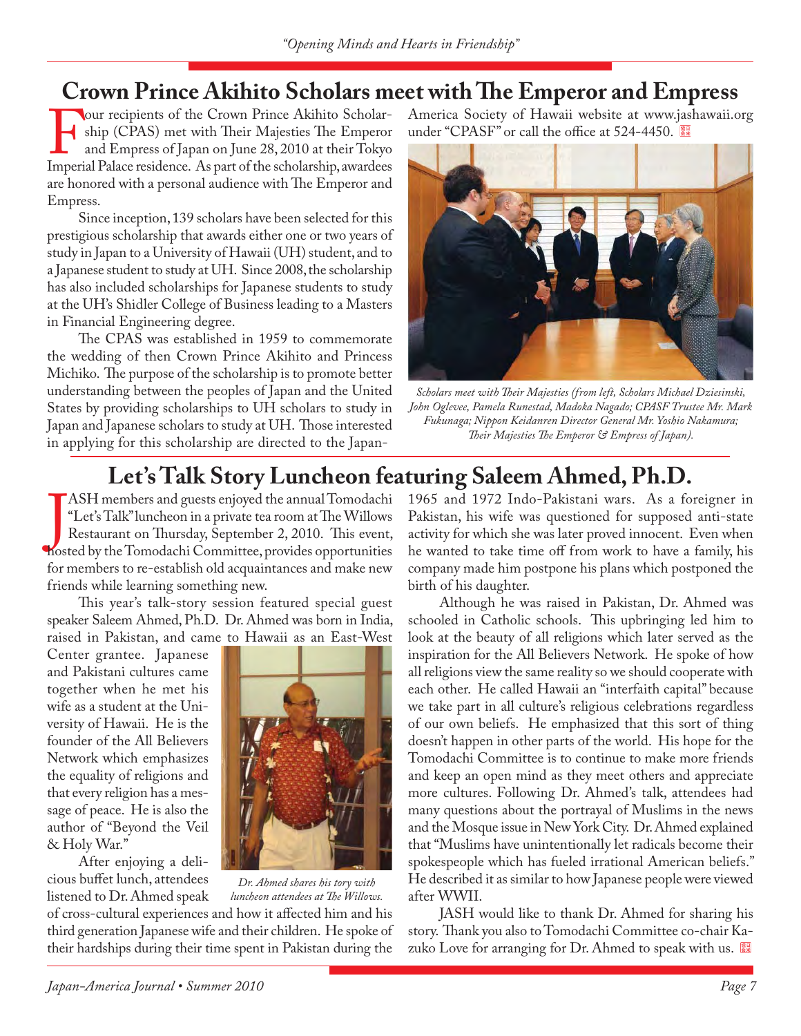## Crown Prince Akihito Scholars meet with The Emperor and Empress

Four recipients of the Crown Prince Akihito Scholarship (CPAS) met with Their Majesties The Emperor and Empress of Japan on June 28, 2010 at their Tokyo Imperial Palace residence. As part of the scholarship, awardees are honored with a personal audience with The Emperor and Empress.

Since inception, 139 scholars have been selected for this prestigious scholarship that awards either one or two years of study in Japan to a University of Hawaii (UH) student, and to a Japanese student to study at UH. Since 2008, the scholarship has also included scholarships for Japanese students to study at the UH's Shidler College of Business leading to a Masters in Financial Engineering degree.

The CPAS was established in 1959 to commemorate the wedding of then Crown Prince Akihito and Princess Michiko. The purpose of the scholarship is to promote better understanding between the peoples of Japan and the United States by providing scholarships to UH scholars to study in Japan and Japanese scholars to study at UH. Those interested in applying for this scholarship are directed to the Japan-America Society of Hawaii website at www.jashawaii.org under "CPASF" or call the office at 524-4450.

*Scholars meet with Their Majesties (from left, Scholars Michael Dziesinski, John Oglevee, Pamela Runestad, Madoka Nagado; CPASF Trustee Mr. Mark Fukunaga; Nippon Keidanren Director General Mr. Yoshio Nakamura; Their Majesties The Emperor & Empress of Japan).*

## Let's Talk Story Luncheon featuring Saleem Ahmed, Ph.D.

JASH members and guests enjoyed the annual Tomodachi "Let's Talk" luncheon in a private tea room at The Willows Restaurant on Thursday, September 2, 2010. This event, hosted by the Tomodachi Committee, provides opportunities for members to re-establish old acquaintances and make new friends while learning something new.

This year's talk-story session featured special guest speaker Saleem Ahmed, Ph.D. Dr. Ahmed was born in India, raised in Pakistan, and came to Hawaii as an East-West Center grantee. Japanese and Pakistani cultures came together when he met his wife as a student at the University of Hawaii. He is the founder of the All Believers Network which emphasizes the equality of religions and that every religion has a message of peace. He is also the author of "Beyond the Veil & Holy War."

After enjoying a delicious buffet lunch, attendees listened to Dr. Ahmed speak of cross-cultural experiences and how it affected him and his third generation Japanese wife and their children. He spoke of their hardships during their time spent in Pakistan during the 1965 and 1972 Indo-Pakistani wars. As a foreigner in Pakistan, his wife was questioned for supposed anti-state activity for which she was later proved innocent. Even when he wanted to take time off from work to have a family, his company made him postpone his plans which postponed the birth of his daughter.

*Dr. Ahmed shares his tory with luncheon attendees at The Willows.*

Although he was raised in Pakistan, Dr. Ahmed was schooled in Catholic schools. This upbringing led him to look at the beauty of all religions which later served as the inspiration for the All Believers Network. He spoke of how all religions view the same reality so we should cooperate with each other. He called Hawaii an "interfaith capital" because we take part in all culture's religious celebrations regardless of our own beliefs. He emphasized that this sort of thing doesn't happen in other parts of the world. His hope for the Tomodachi Committee is to continue to make more friends and keep an open mind as they meet others and appreciate more cultures. Following Dr. Ahmed's talk, attendees had many questions about the portrayal of Muslims in the news and the Mosque issue in New York City. Dr. Ahmed explained that "Muslims have unintentionally let radicals become their spokespeople which has fueled irrational American beliefs." He described it as similar to how Japanese people were viewed after WWII.

JASH would like to thank Dr. Ahmed for sharing his story. Thank you also to Tomodachi Committee co-chair Kazuko Love for arranging for Dr. Ahmed to speak with us.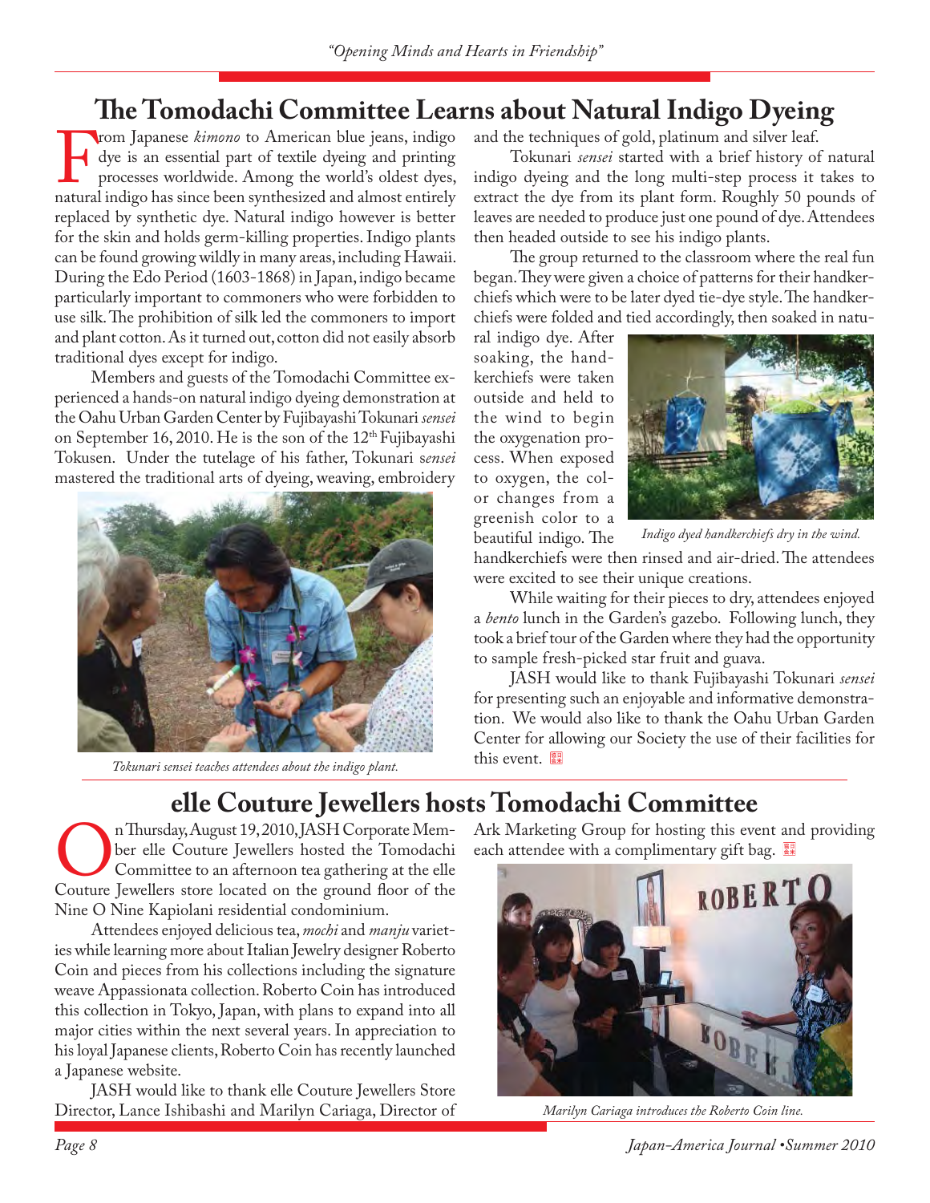## The Tomodachi Committee Learns about Natural Indigo Dyeing

From Japanese *kimono* to American blue jeans, indigo dye is an essential part of textile dyeing and printing processes worldwide. Among the world's oldest dyes, natural indigo has since been synthesized and almost entirely replaced by synthetic dye. Natural indigo however is better for the skin and holds germ-killing properties. Indigo plants can be found growing wildly in many areas, including Hawaii. During the Edo Period (1603-1868) in Japan, indigo became particularly important to commoners who were forbidden to use silk. The prohibition of silk led the commoners to import and plant cotton. As it turned out, cotton did not easily absorb traditional dyes except for indigo.

Members and guests of the Tomodachi Committee experienced a hands-on natural indigo dyeing demonstration at the Oahu Urban Garden Center by Fujibayashi Tokunari *sensei* on September 16, 2010. He is the son of the 12th Fujibayashi Tokusen. Under the tutelage of his father, Tokunari *sensei* mastered the traditional arts of dyeing, weaving, embroidery and the techniques of gold, platinum and silver leaf.

*Tokunari sensei teaches attendees about the indigo plant.*

Tokunari *sensei* started with a brief history of natural indigo dyeing and the long multi-step process it takes to extract the dye from its plant form. Roughly 50 pounds of leaves are needed to produce just one pound of dye. Attendees then headed outside to see his indigo plants.

The group returned to the classroom where the real fun began. They were given a choice of patterns for their handkerchiefs which were to be later dyed tie-dye style. The handkerchiefs were folded and tied accordingly, then soaked in natural indigo dye. After soaking, the handkerchiefs were taken outside and held to the wind to begin the oxygenation process. When exposed to oxygen, the color changes from a greenish color to a beautiful indigo. The handkerchiefs were then rinsed and air-dried. The attendees were excited to see their unique creations.

*Indigo dyed handkerchiefs dry in the wind.*

While waiting for their pieces to dry, attendees enjoyed a *bento* lunch in the Garden's gazebo. Following lunch, they took a brief tour of the Garden where they had the opportunity to sample fresh-picked star fruit and guava.

JASH would like to thank Fujibayashi Tokunari *sensei* for presenting such an enjoyable and informative demonstration. We would also like to thank the Oahu Urban Garden Center for allowing our Society the use of their facilities for this event.

## elle Couture Jewellers hosts Tomodachi Committee

On Thursday, August 19, 2010, JASH Corporate Member elle Couture Jewellers hosted the Tomodachi Committee to an afternoon tea gathering at the elle Couture Jewellers store located on the ground floor of the Nine O Nine Kapiolani residential condominium.

Attendees enjoyed delicious tea, *mochi* and *manju* varieties while learning more about Italian Jewelry designer Roberto Coin and pieces from his collections including the signature weave Appassionata collection. Roberto Coin has introduced this collection in Tokyo, Japan, with plans to expand into all major cities within the next several years. In appreciation to his loyal Japanese clients, Roberto Coin has recently launched a Japanese website.

JASH would like to thank elle Couture Jewellers Store Director, Lance Ishibashi and Marilyn Cariaga, Director of Ark Marketing Group for hosting this event and providing each attendee with a complimentary gift bag.

*Marilyn Cariaga introduces the Roberto Coin line.*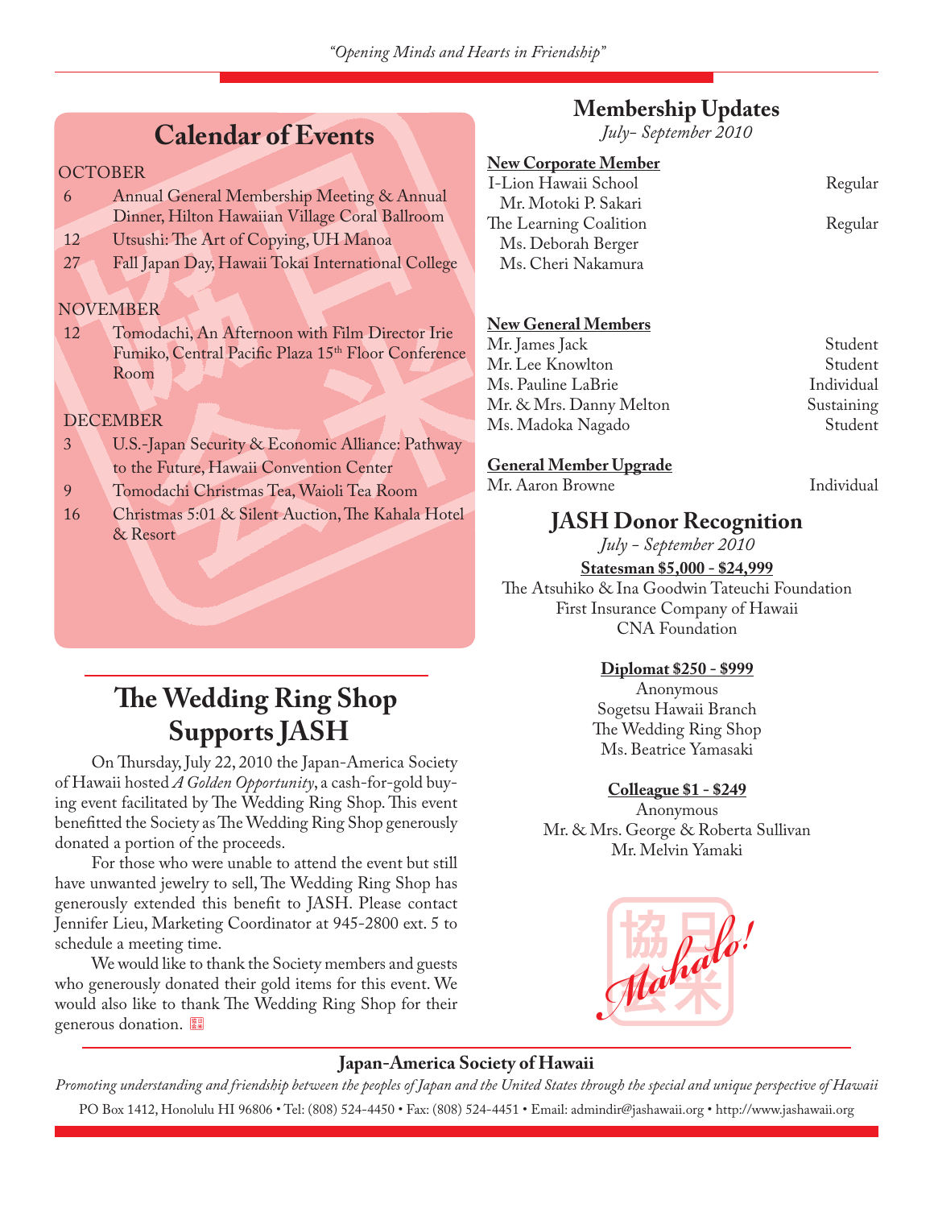## Calendar of Events

**OCTOBER**

6 Annual General Membership Meeting & Annual Dinner, Hilton Hawaiian Village Coral Ballroom

12 Utsushi: The Art of Copying, UH Manoa

27 Fall Japan Day, Hawaii Tokai International College

**NOVEMBER**

12 Tomodachi, An Afternoon with Film Director Irie Fumiko, Central Pacific Plaza 15th Floor Conference Room

**DECEMBER**

3 U.S.-Japan Security & Economic Alliance: Pathway to the Future, Hawaii Convention Center

9 Tomodachi Christmas Tea, Waioli Tea Room

16 Christmas 5:01 & Silent Auction, The Kahala Hotel & Resort

## The Wedding Ring Shop Supports JASH

On Thursday, July 22, 2010 the Japan-America Society of Hawaii hosted *A Golden Opportunity*, a cash-for-gold buying event facilitated by The Wedding Ring Shop. This event benefitted the Society as The Wedding Ring Shop generously donated a portion of the proceeds.

For those who were unable to attend the event but still have unwanted jewelry to sell, The Wedding Ring Shop has generously extended this benefit to JASH. Please contact Jennifer Lieu, Marketing Coordinator at 945-2800 ext. 5 to schedule a meeting time.

We would like to thank the Society members and guests who generously donated their gold items for this event. We would also like to thank The Wedding Ring Shop for their generous donation.

## Membership Updates

*July- September 2010*

**New Corporate Member**

I-Lion Hawaii School — Regular
Mr. Motoki P. Sakari

The Learning Coalition — Regular
Ms. Deborah Berger
Ms. Cheri Nakamura

**New General Members**

| | |
|---|---|
| Mr. James Jack | Student |
| Mr. Lee Knowlton | Student |
| Ms. Pauline LaBrie | Individual |
| Mr. & Mrs. Danny Melton | Sustaining |
| Ms. Madoka Nagado | Student |

**General Member Upgrade**

Mr. Aaron Browne — Individual

## JASH Donor Recognition

*July - September 2010*

**Statesman $5,000 - $24,999**

The Atsuhiko & Ina Goodwin Tateuchi Foundation
First Insurance Company of Hawaii
CNA Foundation

**Diplomat $250 - $999**

Anonymous
Sogetsu Hawaii Branch
The Wedding Ring Shop
Ms. Beatrice Yamasaki

**Colleague $1 - $249**

Anonymous
Mr. & Mrs. George & Roberta Sullivan
Mr. Melvin Yamaki

*Mahalo!*

**Japan-America Society of Hawaii**

*Promoting understanding and friendship between the peoples of Japan and the United States through the special and unique perspective of Hawaii*

PO Box 1412, Honolulu HI 96806 • Tel: (808) 524-4450 • Fax: (808) 524-4451 • Email: admindir@jashawaii.org • http://www.jashawaii.org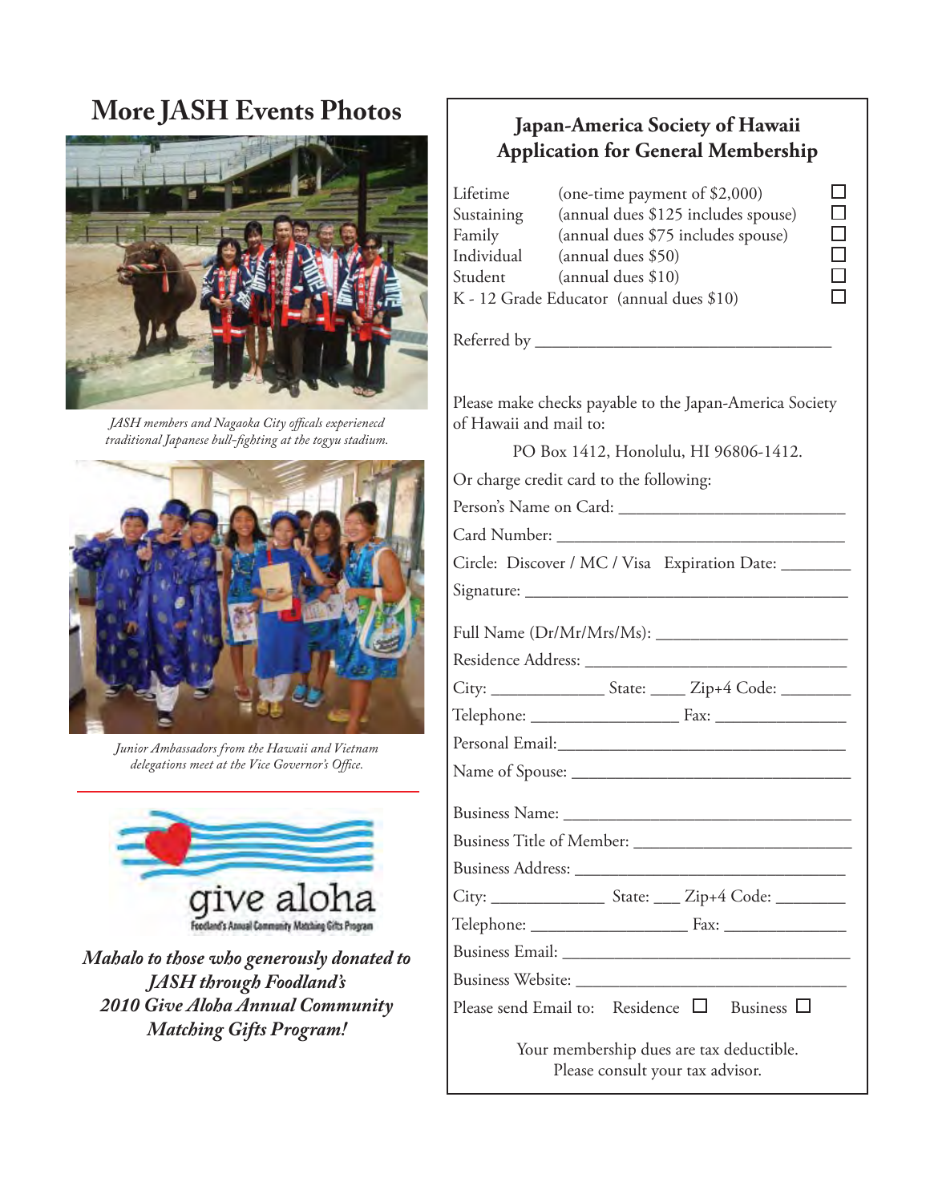## More JASH Events Photos

*JASH members and Nagaoka City officals experienecd traditional Japanese bull-fighting at the togyu stadium.*

*Junior Ambassadors from the Hawaii and Vietnam delegations meet at the Vice Governor's Office.*

give aloha

Foodland's Annual Community Matching Gifts Program

***Mahalo to those who generously donated to JASH through Foodland's 2010 Give Aloha Annual Community Matching Gifts Program!***

## Japan-America Society of Hawaii Application for General Membership

| | | |
|---|---|---|
| Lifetime | (one-time payment of $2,000) | ☐ |
| Sustaining | (annual dues $125 includes spouse) | ☐ |
| Family | (annual dues $75 includes spouse) | ☐ |
| Individual | (annual dues $50) | ☐ |
| Student | (annual dues $10) | ☐ |
| K - 12 Grade Educator | (annual dues $10) | ☐ |

Referred by ___________________________________

Please make checks payable to the Japan-America Society of Hawaii and mail to:

PO Box 1412, Honolulu, HI 96806-1412.

Or charge credit card to the following:

Person's Name on Card: _________________________

Card Number: _________________________________

Circle: Discover / MC / Visa Expiration Date: ________

Signature: ____________________________________

Full Name (Dr/Mr/Mrs/Ms): ______________________

Residence Address: ____________________________

City: _____________ State: ____ Zip+4 Code: ________

Telephone: _________________ Fax: ______________

Personal Email:________________________________

Name of Spouse: ______________________________

Business Name: _______________________________

Business Title of Member: _______________________

Business Address: _____________________________

City: _____________ State: ___ Zip+4 Code: ________

Telephone: __________________ Fax: _____________

Business Email: _______________________________

Business Website: _____________________________

Please send Email to: Residence ☐ Business ☐

Your membership dues are tax deductible.
Please consult your tax advisor.